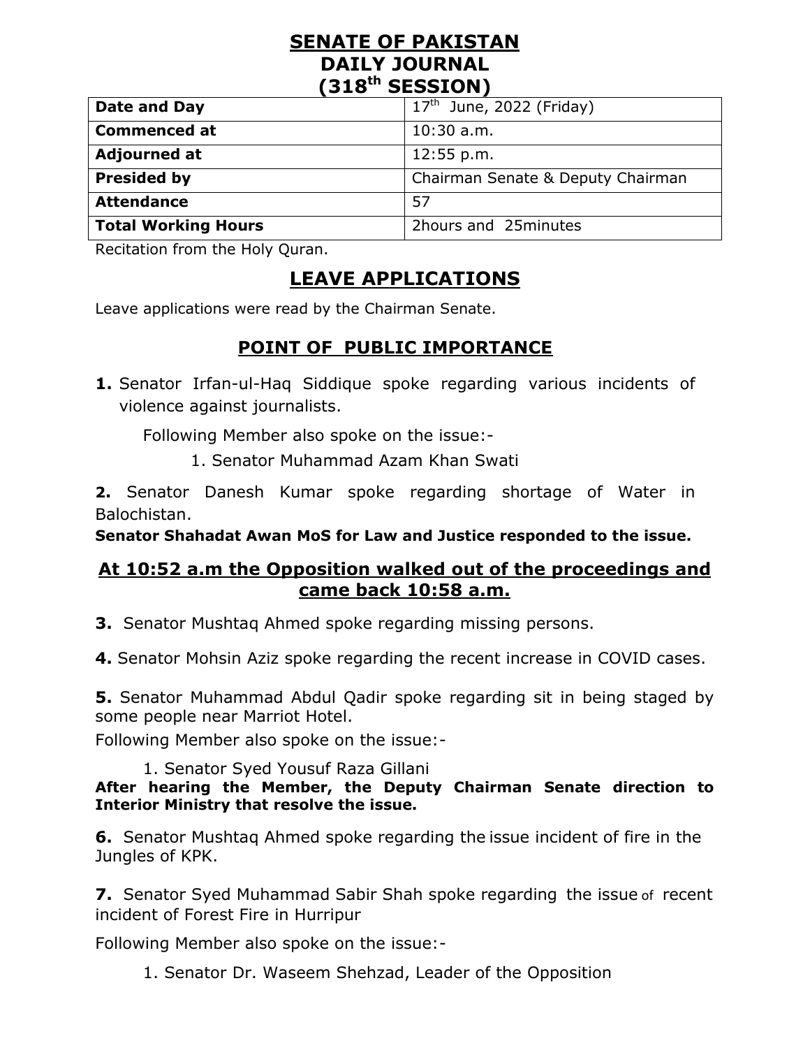# SENATE OF PAKISTAN
# DAILY JOURNAL
# (318th SESSION)

| Date and Day | 17th June, 2022 (Friday) |
|---|---|
| Commenced at | 10:30 a.m. |
| Adjourned at | 12:55 p.m. |
| Presided by | Chairman Senate & Deputy Chairman |
| Attendance | 57 |
| Total Working Hours | 2hours and 25minutes |

Recitation from the Holy Quran.

## LEAVE APPLICATIONS

Leave applications were read by the Chairman Senate.

## POINT OF PUBLIC IMPORTANCE

**1.** Senator Irfan-ul-Haq Siddique spoke regarding various incidents of violence against journalists.

Following Member also spoke on the issue:-

1. Senator Muhammad Azam Khan Swati

**2.** Senator Danesh Kumar spoke regarding shortage of Water in Balochistan.

**Senator Shahadat Awan MoS for Law and Justice responded to the issue.**

## At 10:52 a.m the Opposition walked out of the proceedings and came back 10:58 a.m.

**3.** Senator Mushtaq Ahmed spoke regarding missing persons.

**4.** Senator Mohsin Aziz spoke regarding the recent increase in COVID cases.

**5.** Senator Muhammad Abdul Qadir spoke regarding sit in being staged by some people near Marriot Hotel.

Following Member also spoke on the issue:-

1. Senator Syed Yousuf Raza Gillani

**After hearing the Member, the Deputy Chairman Senate direction to Interior Ministry that resolve the issue.**

**6.** Senator Mushtaq Ahmed spoke regarding the issue incident of fire in the Jungles of KPK.

**7.** Senator Syed Muhammad Sabir Shah spoke regarding the issue of recent incident of Forest Fire in Hurripur

Following Member also spoke on the issue:-

1. Senator Dr. Waseem Shehzad, Leader of the Opposition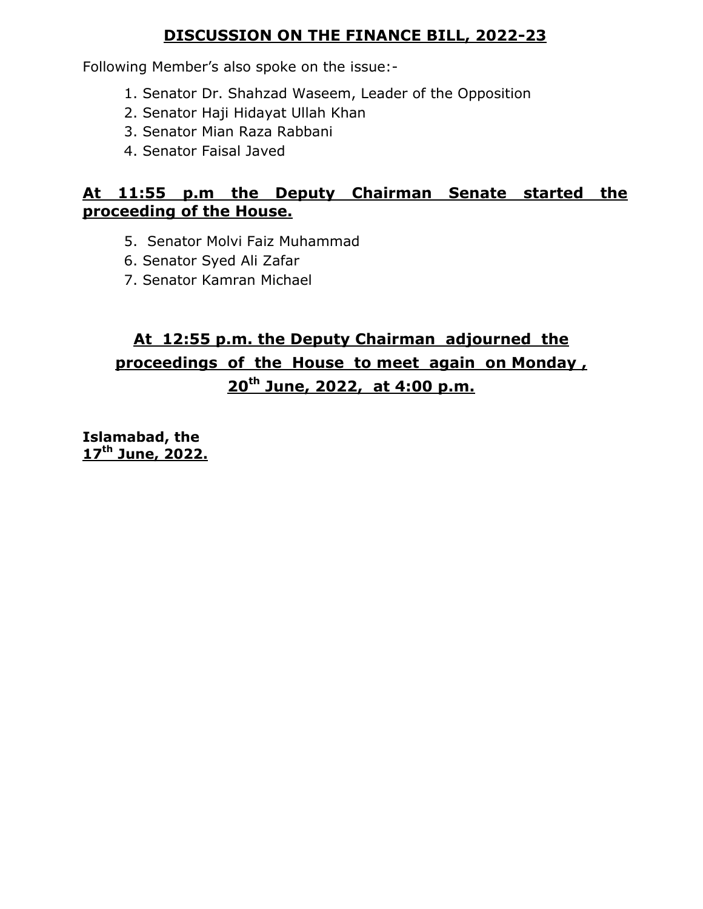## DISCUSSION ON THE FINANCE BILL, 2022-23

Following Member's also spoke on the issue:-

1. Senator Dr. Shahzad Waseem, Leader of the Opposition
2. Senator Haji Hidayat Ullah Khan
3. Senator Mian Raza Rabbani
4. Senator Faisal Javed

**At 11:55 p.m the Deputy Chairman Senate started the proceeding of the House.**

5. Senator Molvi Faiz Muhammad
6. Senator Syed Ali Zafar
7. Senator Kamran Michael

**At 12:55 p.m. the Deputy Chairman adjourned the proceedings of the House to meet again on Monday, 20th June, 2022, at 4:00 p.m.**

**Islamabad, the**
**17th June, 2022.**